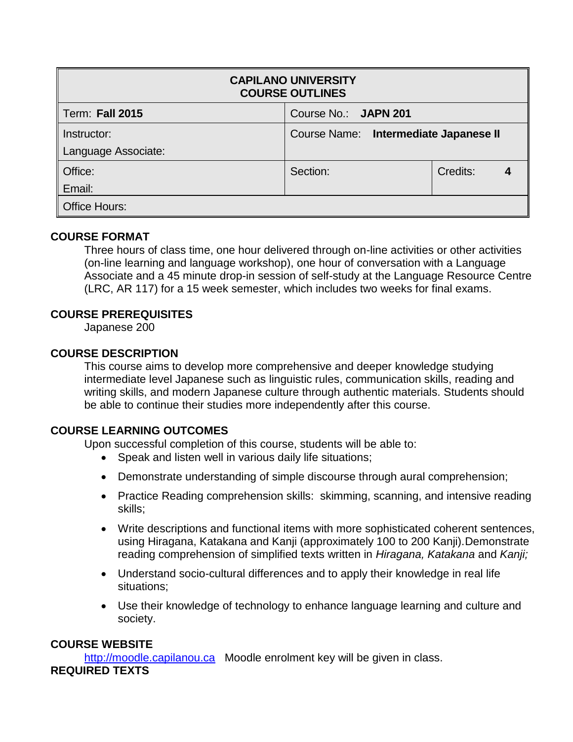| CAPILANO UNIVERSITY<br>COURSE OUTLINES | | |
|---|---|---|
| Term: **Fall 2015** | Course No.: **JAPN 201** | |
| Instructor:<br>Language Associate: | Course Name: **Intermediate Japanese II** | |
| Office:<br>Email: | Section: | Credits: **4** |
| Office Hours: | | |

## COURSE FORMAT

Three hours of class time, one hour delivered through on-line activities or other activities (on-line learning and language workshop), one hour of conversation with a Language Associate and a 45 minute drop-in session of self-study at the Language Resource Centre (LRC, AR 117) for a 15 week semester, which includes two weeks for final exams.

## COURSE PREREQUISITES

Japanese 200

## COURSE DESCRIPTION

This course aims to develop more comprehensive and deeper knowledge studying intermediate level Japanese such as linguistic rules, communication skills, reading and writing skills, and modern Japanese culture through authentic materials. Students should be able to continue their studies more independently after this course.

## COURSE LEARNING OUTCOMES

Upon successful completion of this course, students will be able to:

- Speak and listen well in various daily life situations;
- Demonstrate understanding of simple discourse through aural comprehension;
- Practice Reading comprehension skills: skimming, scanning, and intensive reading skills;
- Write descriptions and functional items with more sophisticated coherent sentences, using Hiragana, Katakana and Kanji (approximately 100 to 200 Kanji).Demonstrate reading comprehension of simplified texts written in *Hiragana, Katakana* and *Kanji;*
- Understand socio-cultural differences and to apply their knowledge in real life situations;
- Use their knowledge of technology to enhance language learning and culture and society.

## COURSE WEBSITE

http://moodle.capilanou.ca Moodle enrolment key will be given in class.

## REQUIRED TEXTS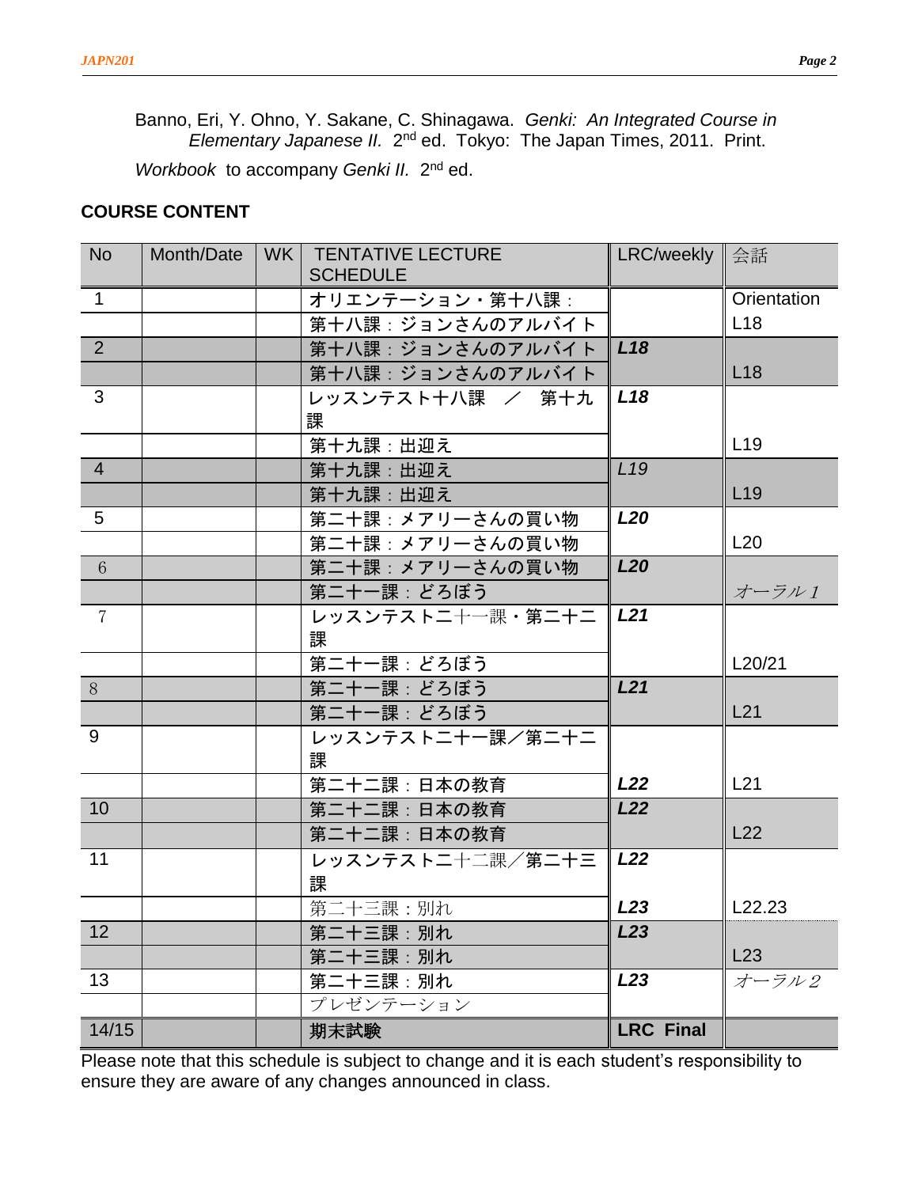Banno, Eri, Y. Ohno, Y. Sakane, C. Shinagawa. *Genki: An Integrated Course in Elementary Japanese II.* 2nd ed. Tokyo: The Japan Times, 2011. Print.

*Workbook* to accompany *Genki II.* 2nd ed.

## COURSE CONTENT

| No | Month/Date | WK | TENTATIVE LECTURE SCHEDULE | LRC/weekly | 会話 |
|---|---|---|---|---|---|
| 1 | | | オリエンテーション・第十八課： | | Orientation |
| | | | 第十八課：ジョンさんのアルバイト | | L18 |
| 2 | | | 第十八課：ジョンさんのアルバイト | ***L18*** | |
| | | | 第十八課：ジョンさんのアルバイト | | L18 |
| 3 | | | レッスンテスト十八課 ／ 第十九課 | ***L18*** | |
| | | | 第十九課：出迎え | | L19 |
| 4 | | | 第十九課：出迎え | *L19* | |
| | | | 第十九課：出迎え | | L19 |
| 5 | | | 第二十課：メアリーさんの買い物 | ***L20*** | |
| | | | 第二十課：メアリーさんの買い物 | | L20 |
| 6 | | | 第二十課：メアリーさんの買い物 | ***L20*** | |
| | | | 第二十一課：どろぼう | | *オーラル1* |
| 7 | | | レッスンテスト二十一課・第二十二課 | ***L21*** | |
| | | | 第二十一課：どろぼう | | L20/21 |
| 8 | | | 第二十一課：どろぼう | ***L21*** | |
| | | | 第二十一課：どろぼう | | L21 |
| 9 | | | レッスンテスト二十一課／第二十二課 | | |
| | | | 第二十二課：日本の教育 | ***L22*** | L21 |
| 10 | | | 第二十二課：日本の教育 | ***L22*** | |
| | | | 第二十二課：日本の教育 | | L22 |
| 11 | | | レッスンテスト二十二課／第二十三課 | ***L22*** | |
| | | | 第二十三課：別れ | ***L23*** | L22.23 |
| 12 | | | 第二十三課：別れ | ***L23*** | |
| | | | 第二十三課：別れ | | L23 |
| 13 | | | 第二十三課：別れ | ***L23*** | *オーラル2* |
| | | | プレゼンテーション | | |
| 14/15 | | | 期末試験 | **LRC Final** | |

Please note that this schedule is subject to change and it is each student's responsibility to ensure they are aware of any changes announced in class.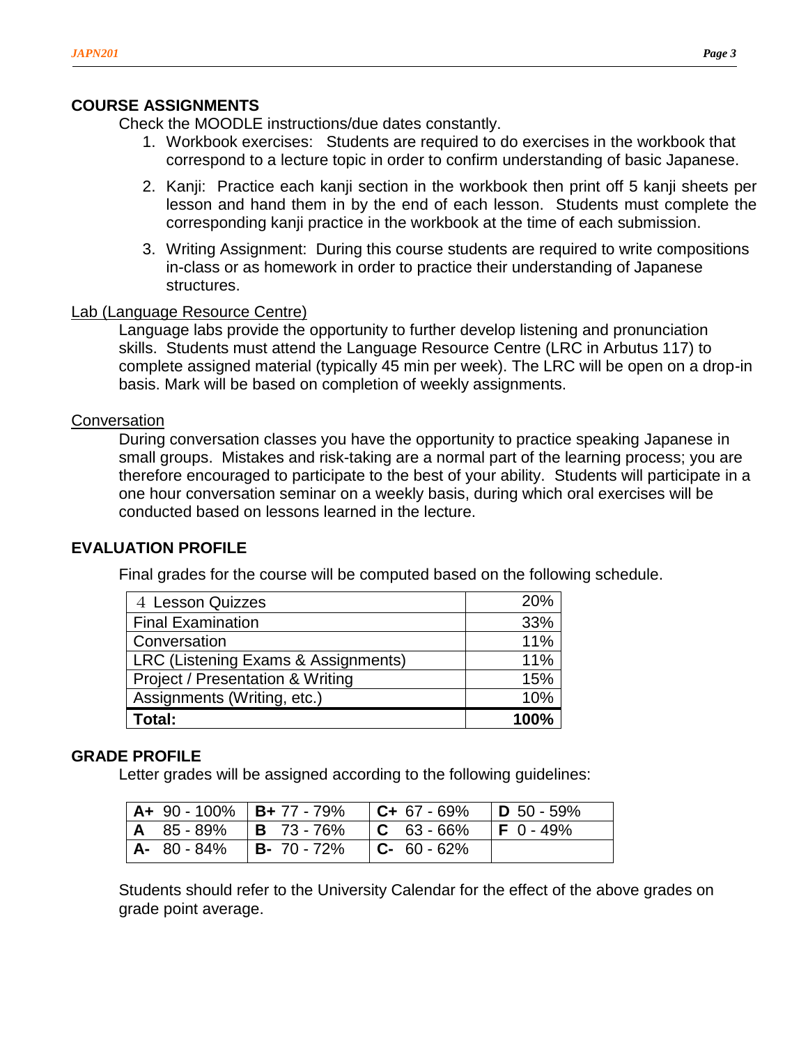## COURSE ASSIGNMENTS

Check the MOODLE instructions/due dates constantly.

1. Workbook exercises: Students are required to do exercises in the workbook that correspond to a lecture topic in order to confirm understanding of basic Japanese.
2. Kanji: Practice each kanji section in the workbook then print off 5 kanji sheets per lesson and hand them in by the end of each lesson. Students must complete the corresponding kanji practice in the workbook at the time of each submission.
3. Writing Assignment: During this course students are required to write compositions in-class or as homework in order to practice their understanding of Japanese structures.

### Lab (Language Resource Centre)

Language labs provide the opportunity to further develop listening and pronunciation skills. Students must attend the Language Resource Centre (LRC in Arbutus 117) to complete assigned material (typically 45 min per week). The LRC will be open on a drop-in basis. Mark will be based on completion of weekly assignments.

### Conversation

During conversation classes you have the opportunity to practice speaking Japanese in small groups. Mistakes and risk-taking are a normal part of the learning process; you are therefore encouraged to participate to the best of your ability. Students will participate in a one hour conversation seminar on a weekly basis, during which oral exercises will be conducted based on lessons learned in the lecture.

## EVALUATION PROFILE

Final grades for the course will be computed based on the following schedule.

| Component | Weight |
|---|---|
| ４ Lesson Quizzes | 20% |
| Final Examination | 33% |
| Conversation | 11% |
| LRC (Listening Exams & Assignments) | 11% |
| Project / Presentation & Writing | 15% |
| Assignments (Writing, etc.) | 10% |
| **Total:** | **100%** |

## GRADE PROFILE

Letter grades will be assigned according to the following guidelines:

| | | | |
|---|---|---|---|
| **A+** 90 - 100% | **B+** 77 - 79% | **C+** 67 - 69% | **D** 50 - 59% |
| **A** 85 - 89% | **B** 73 - 76% | **C** 63 - 66% | **F** 0 - 49% |
| **A-** 80 - 84% | **B-** 70 - 72% | **C-** 60 - 62% | |

Students should refer to the University Calendar for the effect of the above grades on grade point average.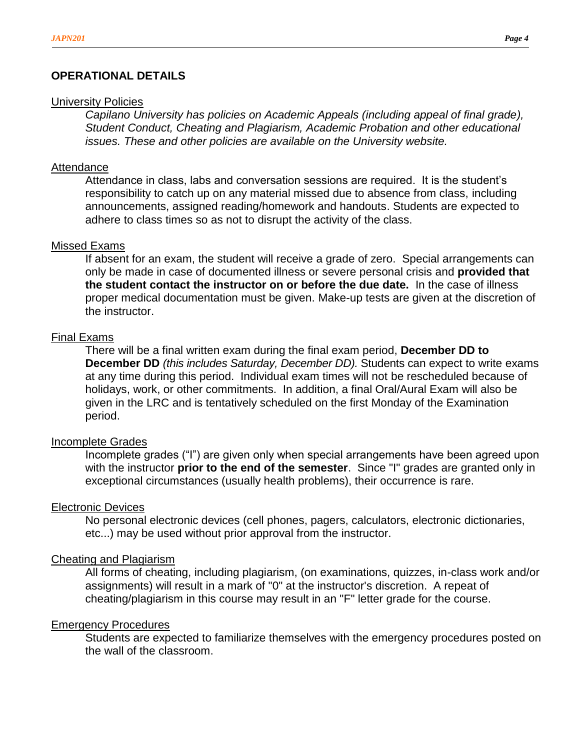## OPERATIONAL DETAILS

University Policies

*Capilano University has policies on Academic Appeals (including appeal of final grade), Student Conduct, Cheating and Plagiarism, Academic Probation and other educational issues. These and other policies are available on the University website.*

Attendance

Attendance in class, labs and conversation sessions are required. It is the student's responsibility to catch up on any material missed due to absence from class, including announcements, assigned reading/homework and handouts. Students are expected to adhere to class times so as not to disrupt the activity of the class.

Missed Exams

If absent for an exam, the student will receive a grade of zero. Special arrangements can only be made in case of documented illness or severe personal crisis and **provided that the student contact the instructor on or before the due date.** In the case of illness proper medical documentation must be given. Make-up tests are given at the discretion of the instructor.

Final Exams

There will be a final written exam during the final exam period, **December DD to December DD** *(this includes Saturday, December DD).* Students can expect to write exams at any time during this period. Individual exam times will not be rescheduled because of holidays, work, or other commitments. In addition, a final Oral/Aural Exam will also be given in the LRC and is tentatively scheduled on the first Monday of the Examination period.

Incomplete Grades

Incomplete grades ("I") are given only when special arrangements have been agreed upon with the instructor **prior to the end of the semester**. Since "I" grades are granted only in exceptional circumstances (usually health problems), their occurrence is rare.

Electronic Devices

No personal electronic devices (cell phones, pagers, calculators, electronic dictionaries, etc...) may be used without prior approval from the instructor.

Cheating and Plagiarism

All forms of cheating, including plagiarism, (on examinations, quizzes, in-class work and/or assignments) will result in a mark of "0" at the instructor's discretion. A repeat of cheating/plagiarism in this course may result in an "F" letter grade for the course.

Emergency Procedures

Students are expected to familiarize themselves with the emergency procedures posted on the wall of the classroom.